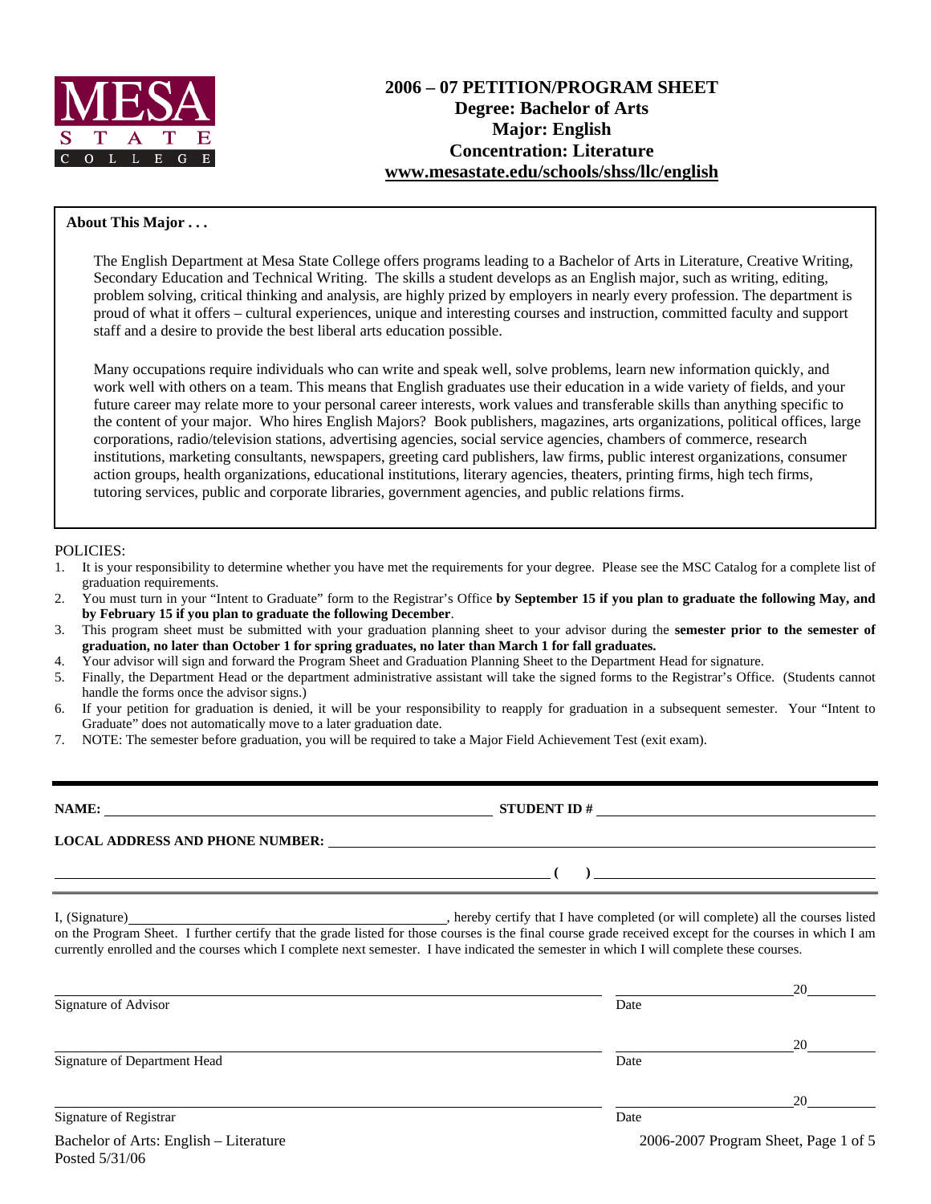**MESA STATE COLLEGE**

# 2006 – 07 PETITION/PROGRAM SHEET
## Degree: Bachelor of Arts
## Major: English
## Concentration: Literature
## www.mesastate.edu/schools/shss/llc/english

**About This Major . . .**

The English Department at Mesa State College offers programs leading to a Bachelor of Arts in Literature, Creative Writing, Secondary Education and Technical Writing. The skills a student develops as an English major, such as writing, editing, problem solving, critical thinking and analysis, are highly prized by employers in nearly every profession. The department is proud of what it offers – cultural experiences, unique and interesting courses and instruction, committed faculty and support staff and a desire to provide the best liberal arts education possible.

Many occupations require individuals who can write and speak well, solve problems, learn new information quickly, and work well with others on a team. This means that English graduates use their education in a wide variety of fields, and your future career may relate more to your personal career interests, work values and transferable skills than anything specific to the content of your major. Who hires English Majors? Book publishers, magazines, arts organizations, political offices, large corporations, radio/television stations, advertising agencies, social service agencies, chambers of commerce, research institutions, marketing consultants, newspapers, greeting card publishers, law firms, public interest organizations, consumer action groups, health organizations, educational institutions, literary agencies, theaters, printing firms, high tech firms, tutoring services, public and corporate libraries, government agencies, and public relations firms.

POLICIES:

1. It is your responsibility to determine whether you have met the requirements for your degree. Please see the MSC Catalog for a complete list of graduation requirements.
2. You must turn in your "Intent to Graduate" form to the Registrar's Office **by September 15 if you plan to graduate the following May, and by February 15 if you plan to graduate the following December**.
3. This program sheet must be submitted with your graduation planning sheet to your advisor during the **semester prior to the semester of graduation, no later than October 1 for spring graduates, no later than March 1 for fall graduates.**
4. Your advisor will sign and forward the Program Sheet and Graduation Planning Sheet to the Department Head for signature.
5. Finally, the Department Head or the department administrative assistant will take the signed forms to the Registrar's Office. (Students cannot handle the forms once the advisor signs.)
6. If your petition for graduation is denied, it will be your responsibility to reapply for graduation in a subsequent semester. Your "Intent to Graduate" does not automatically move to a later graduation date.
7. NOTE: The semester before graduation, you will be required to take a Major Field Achievement Test (exit exam).

---

**NAME:** ______________________________ **STUDENT ID #** ______________________________

**LOCAL ADDRESS AND PHONE NUMBER:** ______________________________

______________________________ **( )** ______________________________

I, (Signature)______________________________, hereby certify that I have completed (or will complete) all the courses listed on the Program Sheet. I further certify that the grade listed for those courses is the final course grade received except for the courses in which I am currently enrolled and the courses which I complete next semester. I have indicated the semester in which I will complete these courses.

______________________________ ______________ 20______
Signature of Advisor Date

______________________________ ______________ 20______
Signature of Department Head Date

______________________________ ______________ 20______
Signature of Registrar Date

Bachelor of Arts: English – Literature
Posted 5/31/06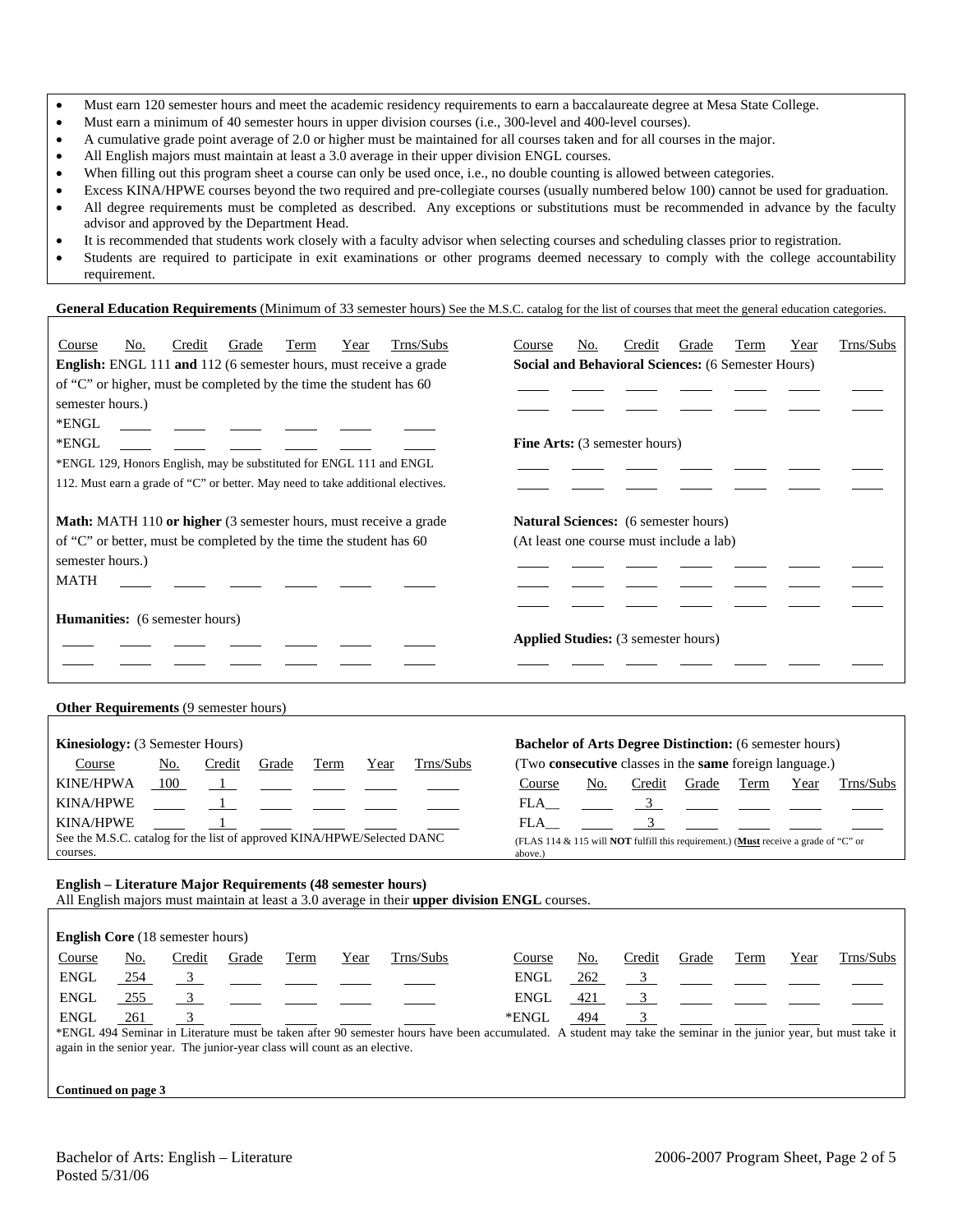- Must earn 120 semester hours and meet the academic residency requirements to earn a baccalaureate degree at Mesa State College.
- Must earn a minimum of 40 semester hours in upper division courses (i.e., 300-level and 400-level courses).
- A cumulative grade point average of 2.0 or higher must be maintained for all courses taken and for all courses in the major.
- All English majors must maintain at least a 3.0 average in their upper division ENGL courses.
- When filling out this program sheet a course can only be used once, i.e., no double counting is allowed between categories.
- Excess KINA/HPWE courses beyond the two required and pre-collegiate courses (usually numbered below 100) cannot be used for graduation.
- All degree requirements must be completed as described. Any exceptions or substitutions must be recommended in advance by the faculty advisor and approved by the Department Head.
- It is recommended that students work closely with a faculty advisor when selecting courses and scheduling classes prior to registration.
- Students are required to participate in exit examinations or other programs deemed necessary to comply with the college accountability requirement.

**General Education Requirements** (Minimum of 33 semester hours) See the M.S.C. catalog for the list of courses that meet the general education categories.

**English:** ENGL 111 **and** 112 (6 semester hours, must receive a grade of "C" or higher, must be completed by the time the student has 60 semester hours.)

| Course | No. | Credit | Grade | Term | Year | Trns/Subs |
|---|---|---|---|---|---|---|
| *ENGL | | | | | | |
| *ENGL | | | | | | |

*ENGL 129, Honors English, may be substituted for ENGL 111 and ENGL 112. Must earn a grade of "C" or better. May need to take additional electives.

**Math:** MATH 110 **or higher** (3 semester hours, must receive a grade of "C" or better, must be completed by the time the student has 60 semester hours.)

| Course | No. | Credit | Grade | Term | Year | Trns/Subs |
|---|---|---|---|---|---|---|
| MATH | | | | | | |

**Humanities:** (6 semester hours)

| Course | No. | Credit | Grade | Term | Year | Trns/Subs |
|---|---|---|---|---|---|---|
| | | | | | | |
| | | | | | | |

**Social and Behavioral Sciences:** (6 Semester Hours)

| Course | No. | Credit | Grade | Term | Year | Trns/Subs |
|---|---|---|---|---|---|---|
| | | | | | | |
| | | | | | | |

**Fine Arts:** (3 semester hours)

| Course | No. | Credit | Grade | Term | Year | Trns/Subs |
|---|---|---|---|---|---|---|
| | | | | | | |
| | | | | | | |

**Natural Sciences:** (6 semester hours)
(At least one course must include a lab)

| Course | No. | Credit | Grade | Term | Year | Trns/Subs |
|---|---|---|---|---|---|---|
| | | | | | | |
| | | | | | | |
| | | | | | | |

**Applied Studies:** (3 semester hours)

| Course | No. | Credit | Grade | Term | Year | Trns/Subs |
|---|---|---|---|---|---|---|
| | | | | | | |

**Other Requirements** (9 semester hours)

**Kinesiology:** (3 Semester Hours)

| Course | No. | Credit | Grade | Term | Year | Trns/Subs |
|---|---|---|---|---|---|---|
| KINE/HPWA | 100 | 1 | | | | |
| KINA/HPWE | | 1 | | | | |
| KINA/HPWE | | 1 | | | | |

See the M.S.C. catalog for the list of approved KINA/HPWE/Selected DANC courses.

**Bachelor of Arts Degree Distinction:** (6 semester hours)
(Two **consecutive** classes in the **same** foreign language.)

| Course | No. | Credit | Grade | Term | Year | Trns/Subs |
|---|---|---|---|---|---|---|
| FLA__ | | 3 | | | | |
| FLA__ | | 3 | | | | |

(FLAS 114 & 115 will **NOT** fulfill this requirement.) (**Must** receive a grade of "C" or above.)

**English – Literature Major Requirements (48 semester hours)**
All English majors must maintain at least a 3.0 average in their **upper division ENGL** courses.

**English Core** (18 semester hours)

| Course | No. | Credit | Grade | Term | Year | Trns/Subs |
|---|---|---|---|---|---|---|
| ENGL | 254 | 3 | | | | |
| ENGL | 255 | 3 | | | | |
| ENGL | 261 | 3 | | | | |
| ENGL | 262 | 3 | | | | |
| ENGL | 421 | 3 | | | | |
| *ENGL | 494 | 3 | | | | |

*ENGL 494 Seminar in Literature must be taken after 90 semester hours have been accumulated. A student may take the seminar in the junior year, but must take it again in the senior year. The junior-year class will count as an elective.

**Continued on page 3**

Bachelor of Arts: English – Literature
Posted 5/31/06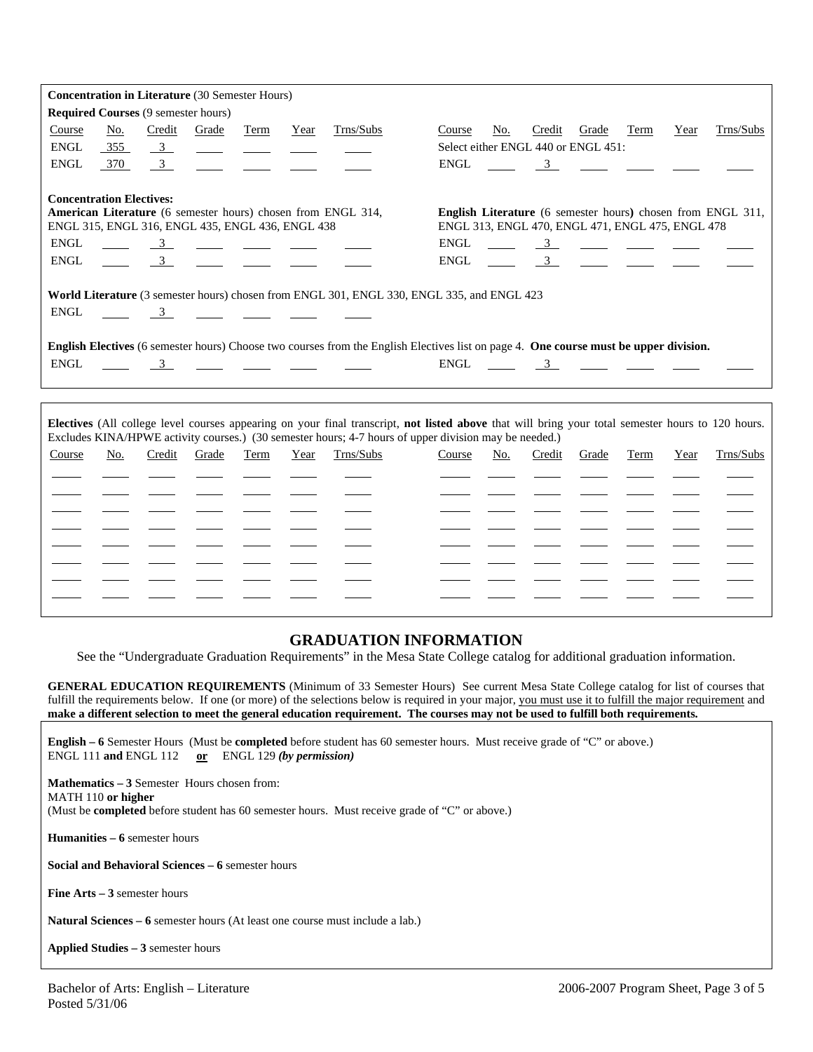**Concentration in Literature** (30 Semester Hours)

**Required Courses** (9 semester hours)

| Course | No. | Credit | Grade | Term | Year | Trns/Subs |
|---|---|---|---|---|---|---|
| ENGL | 355 | 3 | | | | |
| ENGL | 370 | 3 | | | | |

Select either ENGL 440 or ENGL 451:

| Course | No. | Credit | Grade | Term | Year | Trns/Subs |
|---|---|---|---|---|---|---|
| ENGL | | 3 | | | | |

**Concentration Electives:**

**American Literature** (6 semester hours) chosen from ENGL 314, ENGL 315, ENGL 316, ENGL 435, ENGL 436, ENGL 438

| Course | No. | Credit | Grade | Term | Year | Trns/Subs |
|---|---|---|---|---|---|---|
| ENGL | | 3 | | | | |
| ENGL | | 3 | | | | |

**English Literature** (6 semester hours) chosen from ENGL 311, ENGL 313, ENGL 470, ENGL 471, ENGL 475, ENGL 478

| Course | No. | Credit | Grade | Term | Year | Trns/Subs |
|---|---|---|---|---|---|---|
| ENGL | | 3 | | | | |
| ENGL | | 3 | | | | |

**World Literature** (3 semester hours) chosen from ENGL 301, ENGL 330, ENGL 335, and ENGL 423

| Course | No. | Credit | Grade | Term | Year | Trns/Subs |
|---|---|---|---|---|---|---|
| ENGL | | 3 | | | | |

**English Electives** (6 semester hours) Choose two courses from the English Electives list on page 4. **One course must be upper division.**

| Course | No. | Credit | Grade | Term | Year | Trns/Subs |
|---|---|---|---|---|---|---|
| ENGL | | 3 | | | | |
| ENGL | | 3 | | | | |

**Electives** (All college level courses appearing on your final transcript, **not listed above** that will bring your total semester hours to 120 hours. Excludes KINA/HPWE activity courses.) (30 semester hours; 4-7 hours of upper division may be needed.)

| Course | No. | Credit | Grade | Term | Year | Trns/Subs | Course | No. | Credit | Grade | Term | Year | Trns/Subs |
|---|---|---|---|---|---|---|---|---|---|---|---|---|---|
| | | | | | | | | | | | | | |
| | | | | | | | | | | | | | |
| | | | | | | | | | | | | | |
| | | | | | | | | | | | | | |
| | | | | | | | | | | | | | |
| | | | | | | | | | | | | | |
| | | | | | | | | | | | | | |
| | | | | | | | | | | | | | |

## GRADUATION INFORMATION

See the "Undergraduate Graduation Requirements" in the Mesa State College catalog for additional graduation information.

**GENERAL EDUCATION REQUIREMENTS** (Minimum of 33 Semester Hours) See current Mesa State College catalog for list of courses that fulfill the requirements below. If one (or more) of the selections below is required in your major, you must use it to fulfill the major requirement and **make a different selection to meet the general education requirement. The courses may not be used to fulfill both requirements.**

**English – 6** Semester Hours (Must be **completed** before student has 60 semester hours. Must receive grade of "C" or above.)
ENGL 111 **and** ENGL 112 **or** ENGL 129 ***(by permission)***

**Mathematics – 3** Semester Hours chosen from:
MATH 110 **or higher**
(Must be **completed** before student has 60 semester hours. Must receive grade of "C" or above.)

**Humanities – 6** semester hours

**Social and Behavioral Sciences – 6** semester hours

**Fine Arts – 3** semester hours

**Natural Sciences – 6** semester hours (At least one course must include a lab.)

**Applied Studies – 3** semester hours

Bachelor of Arts: English – Literature
Posted 5/31/06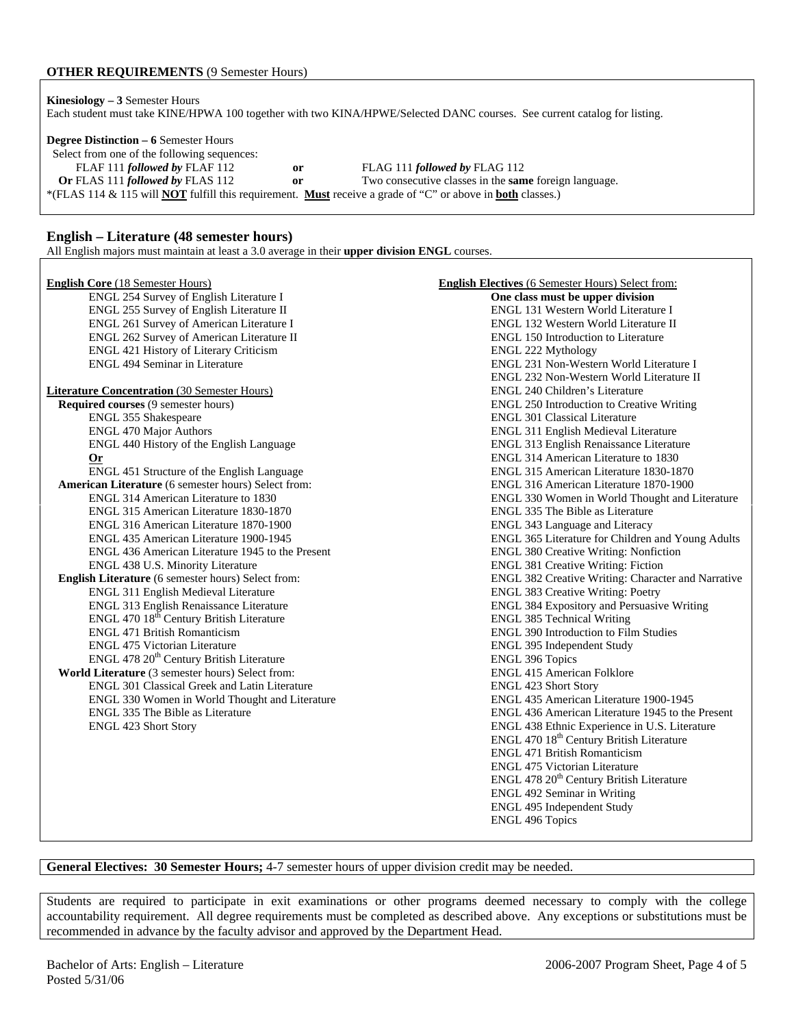## OTHER REQUIREMENTS (9 Semester Hours)

**Kinesiology – 3** Semester Hours
Each student must take KINE/HPWA 100 together with two KINA/HPWE/Selected DANC courses. See current catalog for listing.

**Degree Distinction – 6** Semester Hours
Select from one of the following sequences:

| | | |
|---|---|---|
| FLAF 111 ***followed by*** FLAF 112 | **or** | FLAG 111 ***followed by*** FLAG 112 |
| **Or** FLAS 111 ***followed by*** FLAS 112 | **or** | Two consecutive classes in the **same** foreign language. |

*(FLAS 114 & 115 will **NOT** fulfill this requirement. **Must** receive a grade of "C" or above in **both** classes.)

## English – Literature (48 semester hours)

All English majors must maintain at least a 3.0 average in their **upper division ENGL** courses.

**English Core** (18 Semester Hours)
- ENGL 254 Survey of English Literature I
- ENGL 255 Survey of English Literature II
- ENGL 261 Survey of American Literature I
- ENGL 262 Survey of American Literature II
- ENGL 421 History of Literary Criticism
- ENGL 494 Seminar in Literature

**Literature Concentration** (30 Semester Hours)

**Required courses** (9 semester hours)
- ENGL 355 Shakespeare
- ENGL 470 Major Authors
- ENGL 440 History of the English Language
- **Or**
- ENGL 451 Structure of the English Language

**American Literature** (6 semester hours) Select from:
- ENGL 314 American Literature to 1830
- ENGL 315 American Literature 1830-1870
- ENGL 316 American Literature 1870-1900
- ENGL 435 American Literature 1900-1945
- ENGL 436 American Literature 1945 to the Present
- ENGL 438 U.S. Minority Literature

**English Literature** (6 semester hours) Select from:
- ENGL 311 English Medieval Literature
- ENGL 313 English Renaissance Literature
- ENGL 470 18th Century British Literature
- ENGL 471 British Romanticism
- ENGL 475 Victorian Literature
- ENGL 478 20th Century British Literature

**World Literature** (3 semester hours) Select from:
- ENGL 301 Classical Greek and Latin Literature
- ENGL 330 Women in World Thought and Literature
- ENGL 335 The Bible as Literature
- ENGL 423 Short Story

**English Electives** (6 Semester Hours) Select from:
**One class must be upper division**
- ENGL 131 Western World Literature I
- ENGL 132 Western World Literature II
- ENGL 150 Introduction to Literature
- ENGL 222 Mythology
- ENGL 231 Non-Western World Literature I
- ENGL 232 Non-Western World Literature II
- ENGL 240 Children's Literature
- ENGL 250 Introduction to Creative Writing
- ENGL 301 Classical Literature
- ENGL 311 English Medieval Literature
- ENGL 313 English Renaissance Literature
- ENGL 314 American Literature to 1830
- ENGL 315 American Literature 1830-1870
- ENGL 316 American Literature 1870-1900
- ENGL 330 Women in World Thought and Literature
- ENGL 335 The Bible as Literature
- ENGL 343 Language and Literacy
- ENGL 365 Literature for Children and Young Adults
- ENGL 380 Creative Writing: Nonfiction
- ENGL 381 Creative Writing: Fiction
- ENGL 382 Creative Writing: Character and Narrative
- ENGL 383 Creative Writing: Poetry
- ENGL 384 Expository and Persuasive Writing
- ENGL 385 Technical Writing
- ENGL 390 Introduction to Film Studies
- ENGL 395 Independent Study
- ENGL 396 Topics
- ENGL 415 American Folklore
- ENGL 423 Short Story
- ENGL 435 American Literature 1900-1945
- ENGL 436 American Literature 1945 to the Present
- ENGL 438 Ethnic Experience in U.S. Literature
- ENGL 470 18th Century British Literature
- ENGL 471 British Romanticism
- ENGL 475 Victorian Literature
- ENGL 478 20th Century British Literature
- ENGL 492 Seminar in Writing
- ENGL 495 Independent Study
- ENGL 496 Topics

**General Electives: 30 Semester Hours;** 4-7 semester hours of upper division credit may be needed.

Students are required to participate in exit examinations or other programs deemed necessary to comply with the college accountability requirement. All degree requirements must be completed as described above. Any exceptions or substitutions must be recommended in advance by the faculty advisor and approved by the Department Head.

Bachelor of Arts: English – Literature
Posted 5/31/06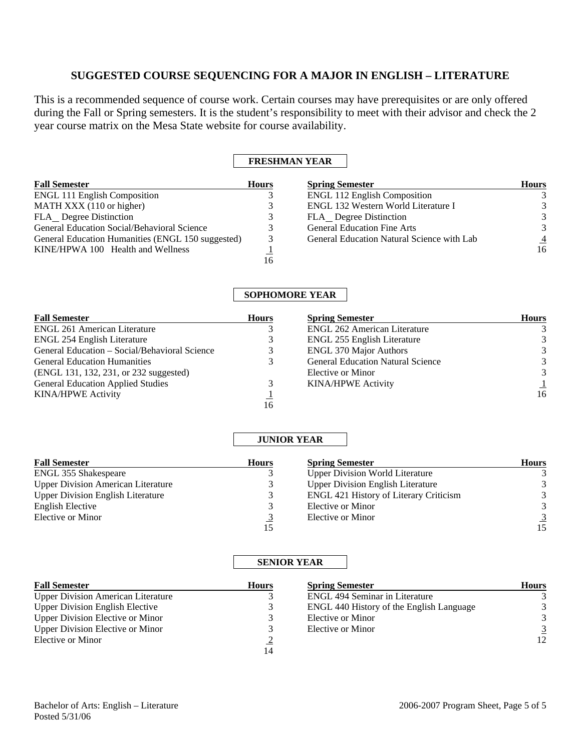## SUGGESTED COURSE SEQUENCING FOR A MAJOR IN ENGLISH – LITERATURE

This is a recommended sequence of course work. Certain courses may have prerequisites or are only offered during the Fall or Spring semesters. It is the student's responsibility to meet with their advisor and check the 2 year course matrix on the Mesa State website for course availability.

### FRESHMAN YEAR

| Fall Semester | Hours | Spring Semester | Hours |
|---|---|---|---|
| ENGL 111 English Composition | 3 | ENGL 112 English Composition | 3 |
| MATH XXX (110 or higher) | 3 | ENGL 132 Western World Literature I | 3 |
| FLA_ Degree Distinction | 3 | FLA_ Degree Distinction | 3 |
| General Education Social/Behavioral Science | 3 | General Education Fine Arts | 3 |
| General Education Humanities (ENGL 150 suggested) | 3 | General Education Natural Science with Lab | 4 |
| KINE/HPWA 100 Health and Wellness | 1 | | 16 |
| | 16 | | |

### SOPHOMORE YEAR

| Fall Semester | Hours | Spring Semester | Hours |
|---|---|---|---|
| ENGL 261 American Literature | 3 | ENGL 262 American Literature | 3 |
| ENGL 254 English Literature | 3 | ENGL 255 English Literature | 3 |
| General Education – Social/Behavioral Science | 3 | ENGL 370 Major Authors | 3 |
| General Education Humanities | 3 | General Education Natural Science | 3 |
| (ENGL 131, 132, 231, or 232 suggested) | | Elective or Minor | 3 |
| General Education Applied Studies | 3 | KINA/HPWE Activity | 1 |
| KINA/HPWE Activity | 1 | | 16 |
| | 16 | | |

### JUNIOR YEAR

| Fall Semester | Hours | Spring Semester | Hours |
|---|---|---|---|
| ENGL 355 Shakespeare | 3 | Upper Division World Literature | 3 |
| Upper Division American Literature | 3 | Upper Division English Literature | 3 |
| Upper Division English Literature | 3 | ENGL 421 History of Literary Criticism | 3 |
| English Elective | 3 | Elective or Minor | 3 |
| Elective or Minor | 3 | Elective or Minor | 3 |
| | 15 | | 15 |

### SENIOR YEAR

| Fall Semester | Hours | Spring Semester | Hours |
|---|---|---|---|
| Upper Division American Literature | 3 | ENGL 494 Seminar in Literature | 3 |
| Upper Division English Elective | 3 | ENGL 440 History of the English Language | 3 |
| Upper Division Elective or Minor | 3 | Elective or Minor | 3 |
| Upper Division Elective or Minor | 3 | Elective or Minor | 3 |
| Elective or Minor | 2 | | 12 |
| | 14 | | |

Bachelor of Arts: English – Literature
Posted 5/31/06